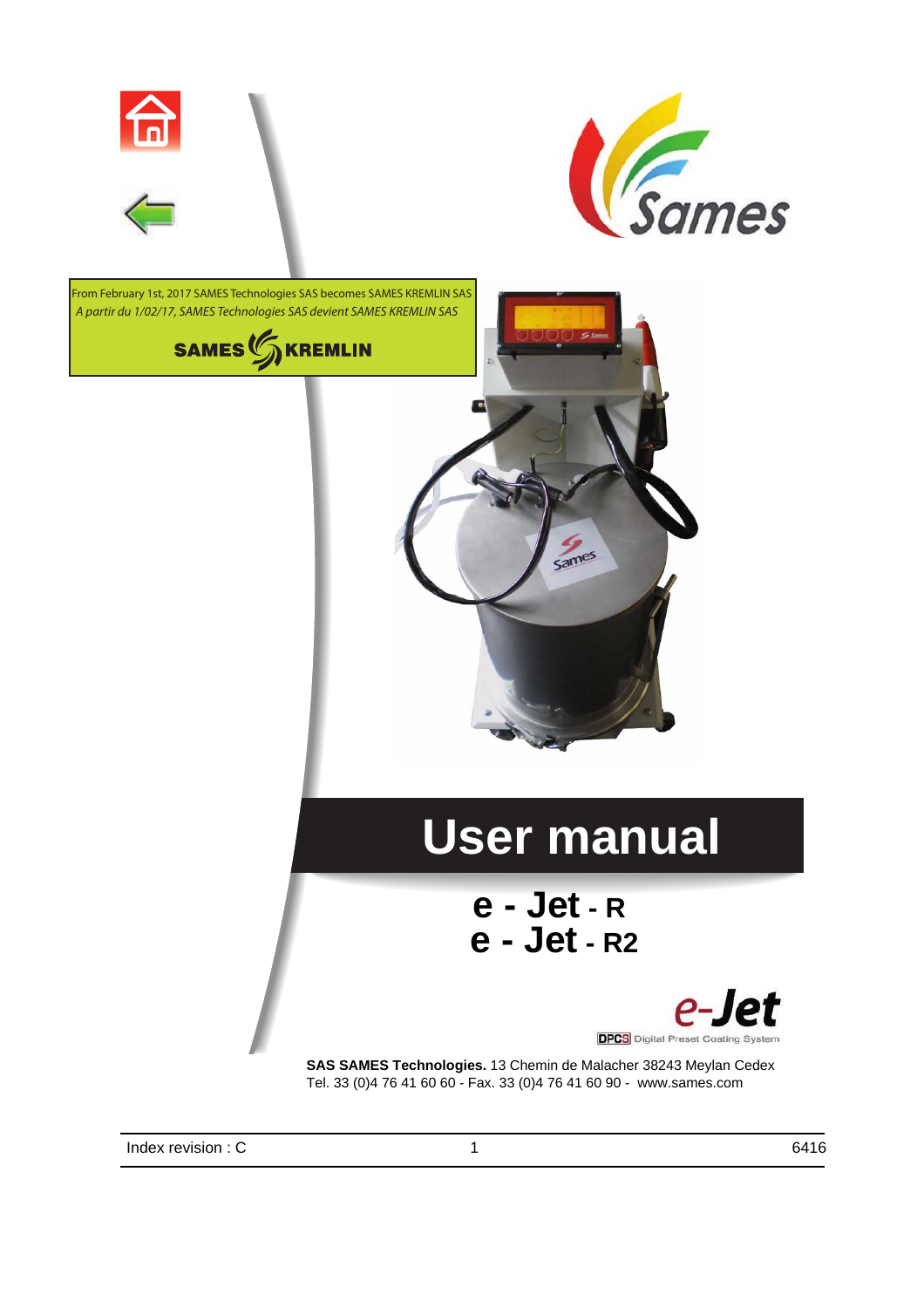From February 1st, 2017 SAMES Technologies SAS becomes SAMES KREMLIN SAS

*A partir du 1/02/17, SAMES Technologies SAS devient SAMES KREMLIN SAS*

SAMES KREMLIN

# User manual

## e - Jet - R
## e - Jet - R2

e-Jet

DPCS Digital Preset Coating System

**SAS SAMES Technologies.** 13 Chemin de Malacher 38243 Meylan Cedex
Tel. 33 (0)4 76 41 60 60 - Fax. 33 (0)4 76 41 60 90 - www.sames.com

Index revision : C

6416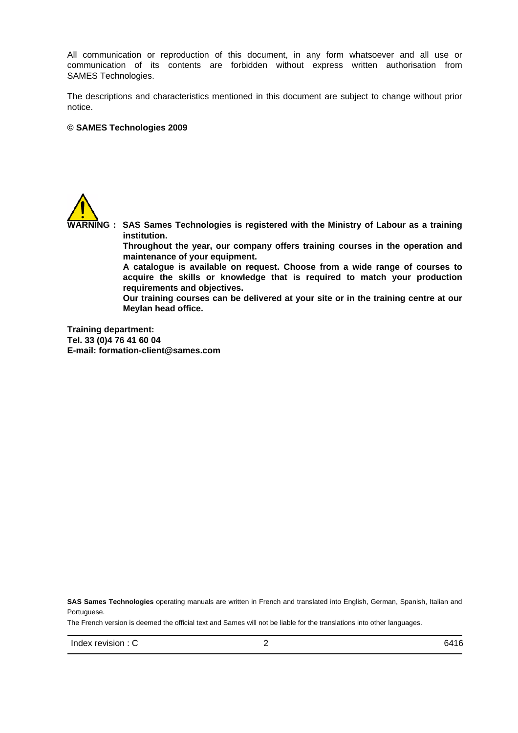All communication or reproduction of this document, in any form whatsoever and all use or communication of its contents are forbidden without express written authorisation from SAMES Technologies.

The descriptions and characteristics mentioned in this document are subject to change without prior notice.

**© SAMES Technologies 2009**

**WARNING : SAS Sames Technologies is registered with the Ministry of Labour as a training institution.**
**Throughout the year, our company offers training courses in the operation and maintenance of your equipment.**
**A catalogue is available on request. Choose from a wide range of courses to acquire the skills or knowledge that is required to match your production requirements and objectives.**
**Our training courses can be delivered at your site or in the training centre at our Meylan head office.**

**Training department:**
**Tel. 33 (0)4 76 41 60 04**
**E-mail: formation-client@sames.com**

**SAS Sames Technologies** operating manuals are written in French and translated into English, German, Spanish, Italian and Portuguese.

The French version is deemed the official text and Sames will not be liable for the translations into other languages.

Index revision : C 6416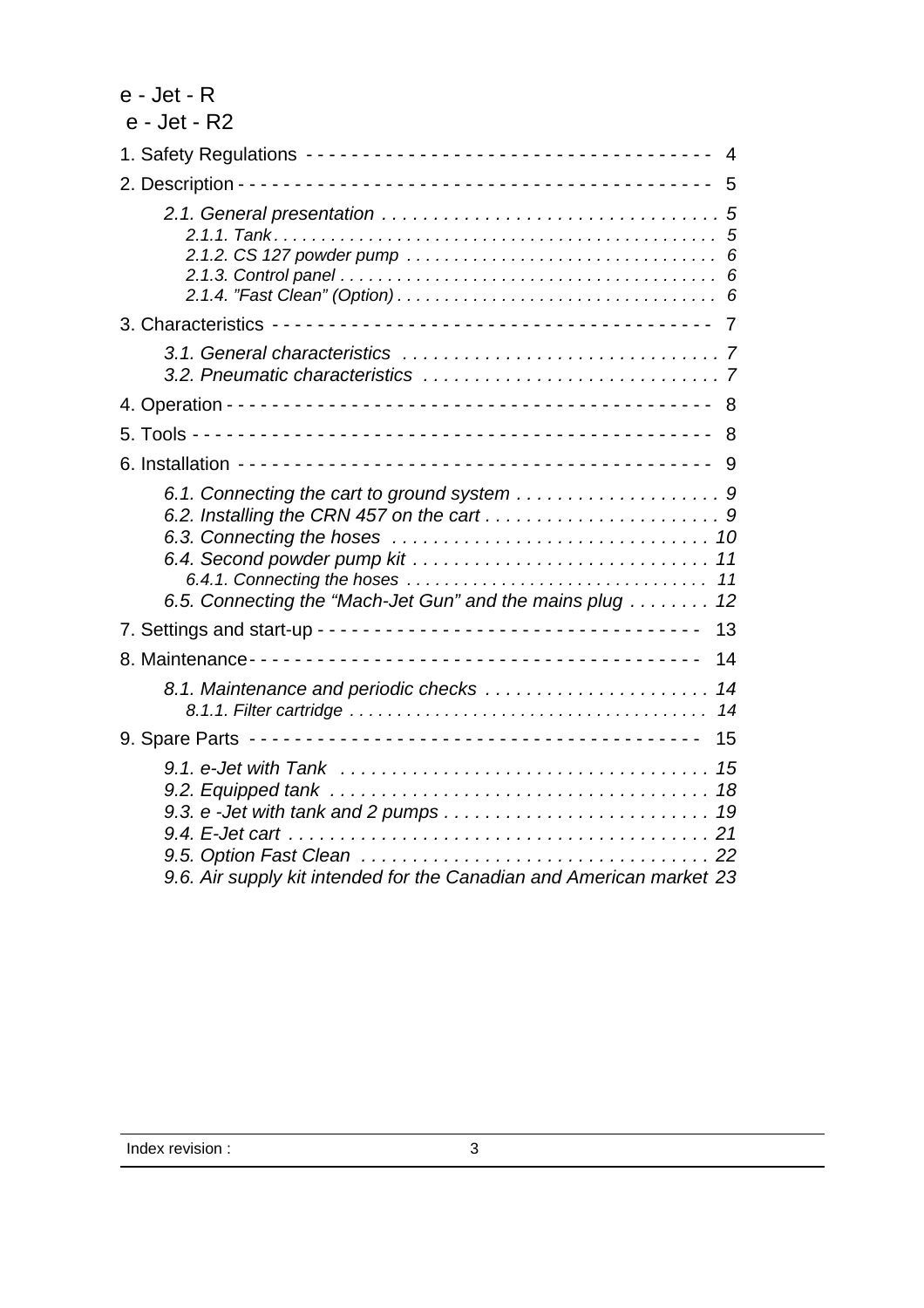e - Jet - R
e - Jet - R2

1. Safety Regulations - - - - - - - - - - - - - - - - - - - - - - - - - - - - - - - - - - - 4
2. Description - - - - - - - - - - - - - - - - - - - - - - - - - - - - - - - - - - - - - - - - - 5
   - *2.1. General presentation . . . . . . . . . . . . . . . . . . . . . . . . . . . . . . . . . 5*
     - *2.1.1. Tank . . . . . . . . . . . . . . . . . . . . . . . . . . . . . . . . . . . . . . . . . . . . . . . 5*
     - *2.1.2. CS 127 powder pump . . . . . . . . . . . . . . . . . . . . . . . . . . . . . . . . 6*
     - *2.1.3. Control panel . . . . . . . . . . . . . . . . . . . . . . . . . . . . . . . . . . . . . . . 6*
     - *2.1.4. "Fast Clean" (Option) . . . . . . . . . . . . . . . . . . . . . . . . . . . . . . . . . 6*
3. Characteristics - - - - - - - - - - - - - - - - - - - - - - - - - - - - - - - - - - - - - - 7
   - *3.1. General characteristics . . . . . . . . . . . . . . . . . . . . . . . . . . . . . . . 7*
   - *3.2. Pneumatic characteristics . . . . . . . . . . . . . . . . . . . . . . . . . . . . . 7*
4. Operation - - - - - - - - - - - - - - - - - - - - - - - - - - - - - - - - - - - - - - - - - - 8
5. Tools - - - - - - - - - - - - - - - - - - - - - - - - - - - - - - - - - - - - - - - - - - - - - 8
6. Installation - - - - - - - - - - - - - - - - - - - - - - - - - - - - - - - - - - - - - - - - - 9
   - *6.1. Connecting the cart to ground system . . . . . . . . . . . . . . . . . . . . 9*
   - *6.2. Installing the CRN 457 on the cart . . . . . . . . . . . . . . . . . . . . . . . 9*
   - *6.3. Connecting the hoses . . . . . . . . . . . . . . . . . . . . . . . . . . . . . . . 10*
   - *6.4. Second powder pump kit . . . . . . . . . . . . . . . . . . . . . . . . . . . . . 11*
     - *6.4.1. Connecting the hoses . . . . . . . . . . . . . . . . . . . . . . . . . . . . . . . 11*
   - *6.5. Connecting the "Mach-Jet Gun" and the mains plug . . . . . . . . 12*
7. Settings and start-up - - - - - - - - - - - - - - - - - - - - - - - - - - - - - - - - - 13
8. Maintenance - - - - - - - - - - - - - - - - - - - - - - - - - - - - - - - - - - - - - - - 14
   - *8.1. Maintenance and periodic checks . . . . . . . . . . . . . . . . . . . . . . 14*
     - *8.1.1. Filter cartridge . . . . . . . . . . . . . . . . . . . . . . . . . . . . . . . . . . . . . 14*
9. Spare Parts - - - - - - - - - - - - - - - - - - - - - - - - - - - - - - - - - - - - - - - 15
   - *9.1. e-Jet with Tank . . . . . . . . . . . . . . . . . . . . . . . . . . . . . . . . . . . . 15*
   - *9.2. Equipped tank . . . . . . . . . . . . . . . . . . . . . . . . . . . . . . . . . . . . . 18*
   - *9.3. e -Jet with tank and 2 pumps . . . . . . . . . . . . . . . . . . . . . . . . . . 19*
   - *9.4. E-Jet cart . . . . . . . . . . . . . . . . . . . . . . . . . . . . . . . . . . . . . . . . . 21*
   - *9.5. Option Fast Clean . . . . . . . . . . . . . . . . . . . . . . . . . . . . . . . . . . 22*
   - *9.6. Air supply kit intended for the Canadian and American market 23*

Index revision :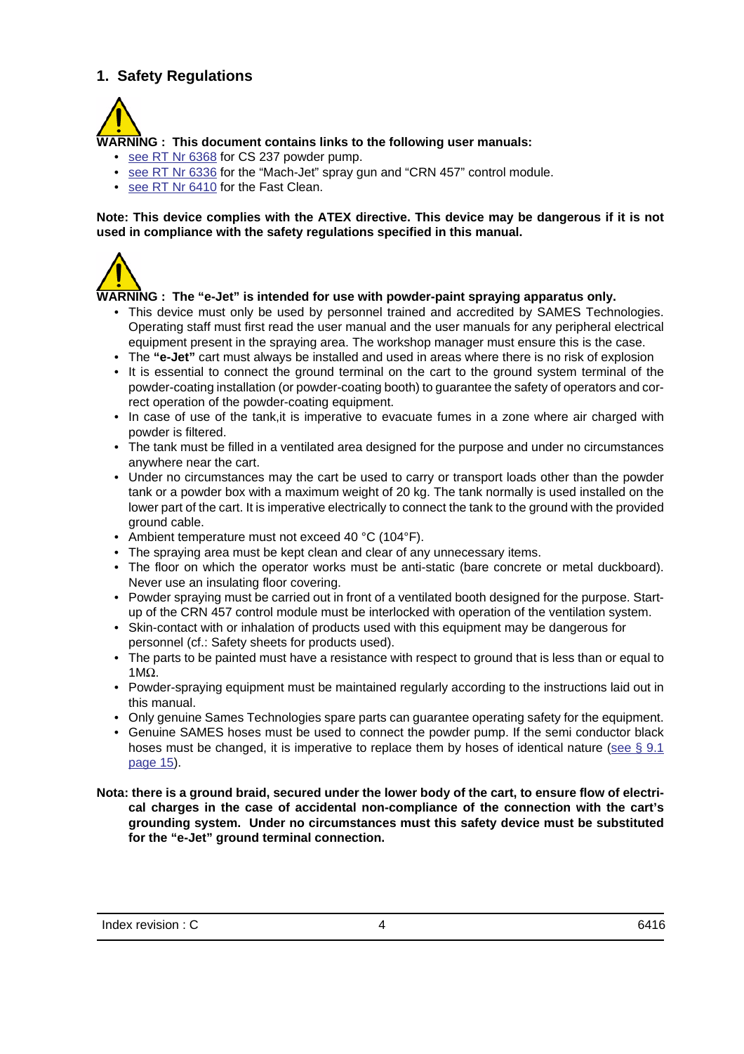# 1. Safety Regulations

**WARNING : This document contains links to the following user manuals:**

- see RT Nr 6368 for CS 237 powder pump.
- see RT Nr 6336 for the "Mach-Jet" spray gun and "CRN 457" control module.
- see RT Nr 6410 for the Fast Clean.

**Note: This device complies with the ATEX directive. This device may be dangerous if it is not used in compliance with the safety regulations specified in this manual.**

**WARNING : The "e-Jet" is intended for use with powder-paint spraying apparatus only.**

- This device must only be used by personnel trained and accredited by SAMES Technologies. Operating staff must first read the user manual and the user manuals for any peripheral electrical equipment present in the spraying area. The workshop manager must ensure this is the case.
- The **"e-Jet"** cart must always be installed and used in areas where there is no risk of explosion
- It is essential to connect the ground terminal on the cart to the ground system terminal of the powder-coating installation (or powder-coating booth) to guarantee the safety of operators and correct operation of the powder-coating equipment.
- In case of use of the tank,it is imperative to evacuate fumes in a zone where air charged with powder is filtered.
- The tank must be filled in a ventilated area designed for the purpose and under no circumstances anywhere near the cart.
- Under no circumstances may the cart be used to carry or transport loads other than the powder tank or a powder box with a maximum weight of 20 kg. The tank normally is used installed on the lower part of the cart. It is imperative electrically to connect the tank to the ground with the provided ground cable.
- Ambient temperature must not exceed 40 °C (104°F).
- The spraying area must be kept clean and clear of any unnecessary items.
- The floor on which the operator works must be anti-static (bare concrete or metal duckboard). Never use an insulating floor covering.
- Powder spraying must be carried out in front of a ventilated booth designed for the purpose. Start-up of the CRN 457 control module must be interlocked with operation of the ventilation system.
- Skin-contact with or inhalation of products used with this equipment may be dangerous for personnel (cf.: Safety sheets for products used).
- The parts to be painted must have a resistance with respect to ground that is less than or equal to 1MΩ.
- Powder-spraying equipment must be maintained regularly according to the instructions laid out in this manual.
- Only genuine Sames Technologies spare parts can guarantee operating safety for the equipment.
- Genuine SAMES hoses must be used to connect the powder pump. If the semi conductor black hoses must be changed, it is imperative to replace them by hoses of identical nature (see § 9.1 page 15).

**Nota: there is a ground braid, secured under the lower body of the cart, to ensure flow of electrical charges in the case of accidental non-compliance of the connection with the cart's grounding system. Under no circumstances must this safety device must be substituted for the "e-Jet" ground terminal connection.**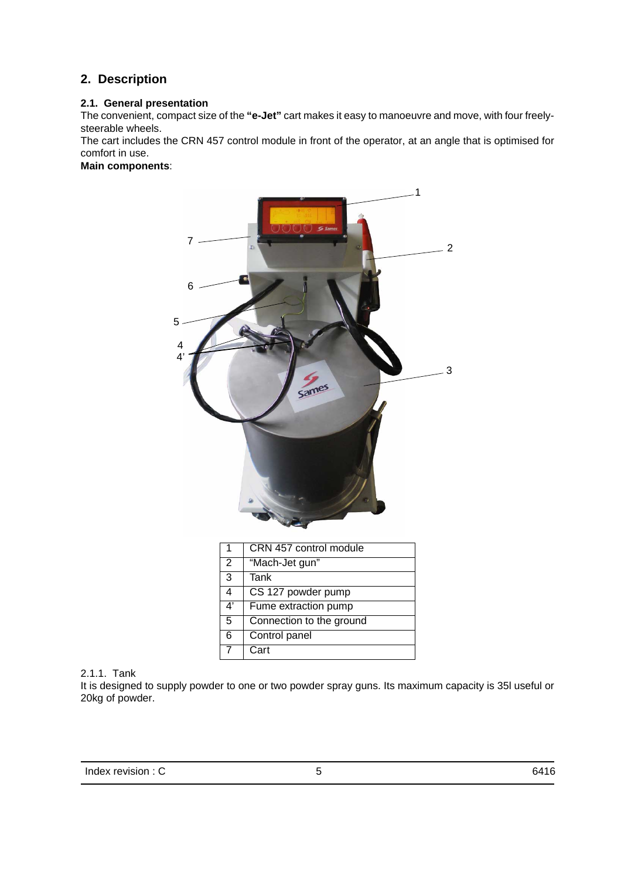## 2. Description

### 2.1. General presentation

The convenient, compact size of the **"e-Jet"** cart makes it easy to manoeuvre and move, with four freely-steerable wheels.

The cart includes the CRN 457 control module in front of the operator, at an angle that is optimised for comfort in use.

**Main components**:

| 1 | CRN 457 control module |
|---|---|
| 2 | "Mach-Jet gun" |
| 3 | Tank |
| 4 | CS 127 powder pump |
| 4' | Fume extraction pump |
| 5 | Connection to the ground |
| 6 | Control panel |
| 7 | Cart |

#### 2.1.1. Tank

It is designed to supply powder to one or two powder spray guns. Its maximum capacity is 35l useful or 20kg of powder.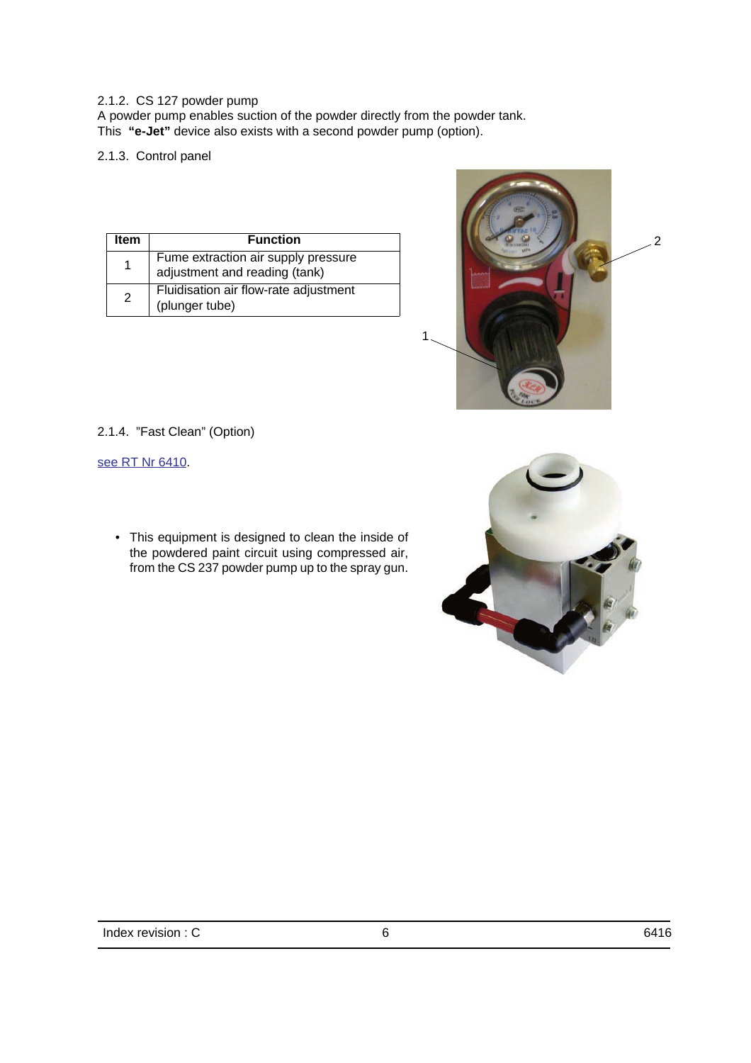2.1.2. CS 127 powder pump

A powder pump enables suction of the powder directly from the powder tank.
This **"e-Jet"** device also exists with a second powder pump (option).

2.1.3. Control panel

| Item | Function |
|---|---|
| 1 | Fume extraction air supply pressure adjustment and reading (tank) |
| 2 | Fluidisation air flow-rate adjustment (plunger tube) |

2.1.4. "Fast Clean" (Option)

see RT Nr 6410.

- This equipment is designed to clean the inside of the powdered paint circuit using compressed air, from the CS 237 powder pump up to the spray gun.

Index revision : C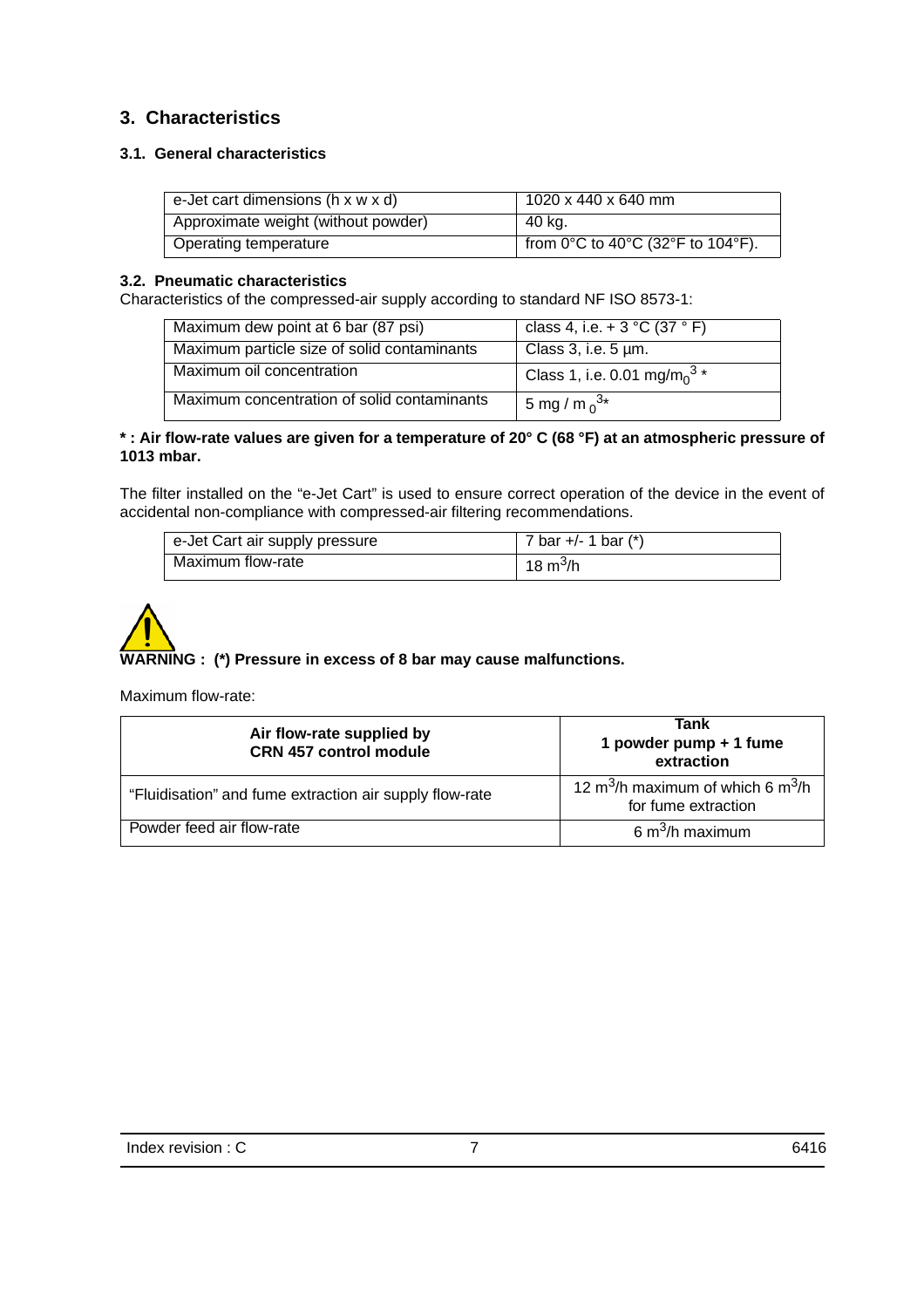## 3. Characteristics

### 3.1. General characteristics

| e-Jet cart dimensions (h x w x d) | 1020 x 440 x 640 mm |
|---|---|
| Approximate weight (without powder) | 40 kg. |
| Operating temperature | from 0°C to 40°C (32°F to 104°F). |

### 3.2. Pneumatic characteristics

Characteristics of the compressed-air supply according to standard NF ISO 8573-1:

| Maximum dew point at 6 bar (87 psi) | class 4, i.e. + 3 °C (37 ° F) |
|---|---|
| Maximum particle size of solid contaminants | Class 3, i.e. 5 µm. |
| Maximum oil concentration | Class 1, i.e. 0.01 mg/$m_0^3$ * |
| Maximum concentration of solid contaminants | 5 mg / $m_0^3$* |

**\* : Air flow-rate values are given for a temperature of 20° C (68 °F) at an atmospheric pressure of 1013 mbar.**

The filter installed on the “e-Jet Cart” is used to ensure correct operation of the device in the event of accidental non-compliance with compressed-air filtering recommendations.

| e-Jet Cart air supply pressure | 7 bar +/- 1 bar (*) |
|---|---|
| Maximum flow-rate | 18 $m^3$/h |

**WARNING : (*) Pressure in excess of 8 bar may cause malfunctions.**

Maximum flow-rate:

| Air flow-rate supplied by CRN 457 control module | Tank 1 powder pump + 1 fume extraction |
|---|---|
| “Fluidisation” and fume extraction air supply flow-rate | 12 $m^3$/h maximum of which 6 $m^3$/h for fume extraction |
| Powder feed air flow-rate | 6 $m^3$/h maximum |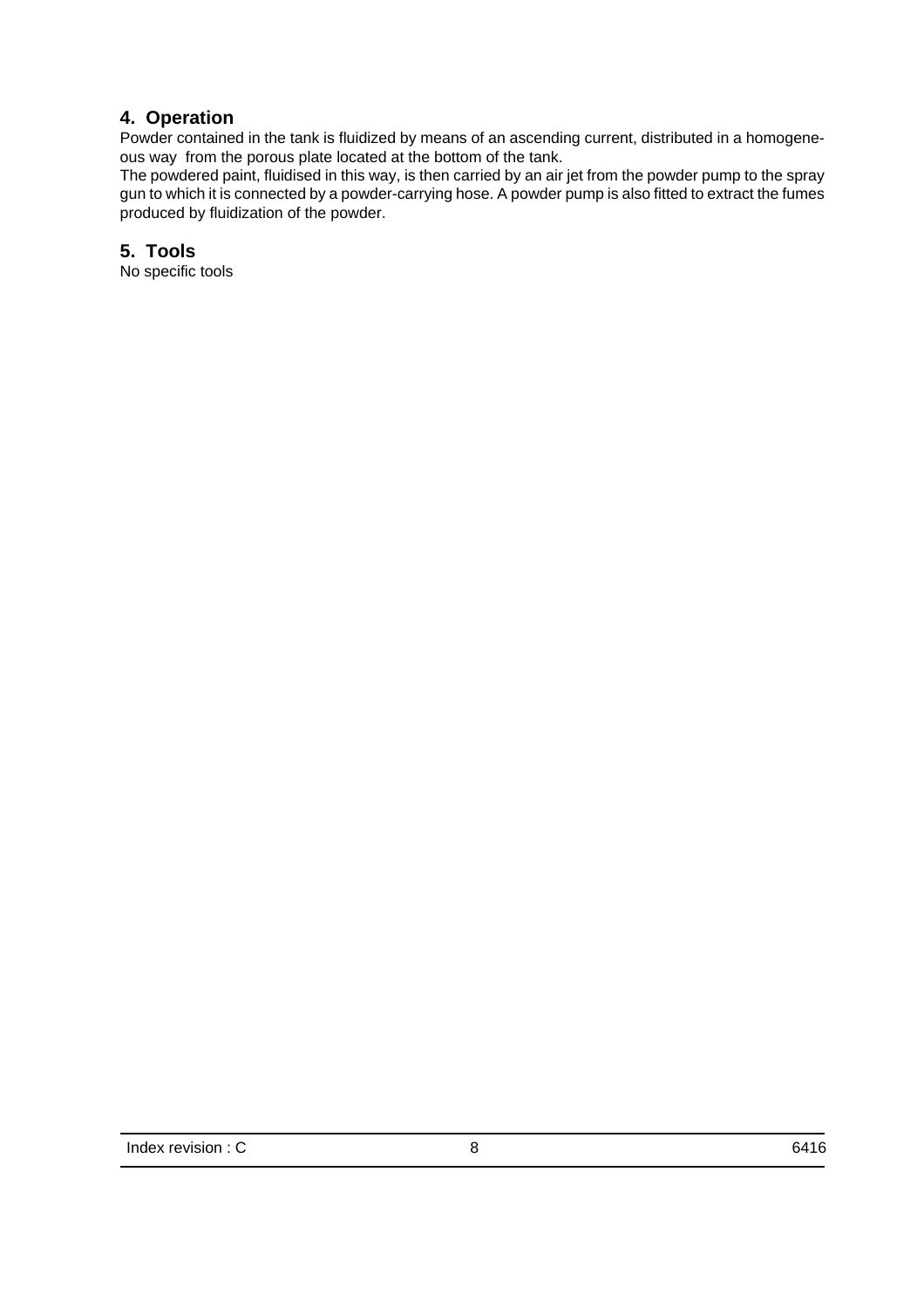## 4. Operation

Powder contained in the tank is fluidized by means of an ascending current, distributed in a homogeneous way from the porous plate located at the bottom of the tank.
The powdered paint, fluidised in this way, is then carried by an air jet from the powder pump to the spray gun to which it is connected by a powder-carrying hose. A powder pump is also fitted to extract the fumes produced by fluidization of the powder.

## 5. Tools

No specific tools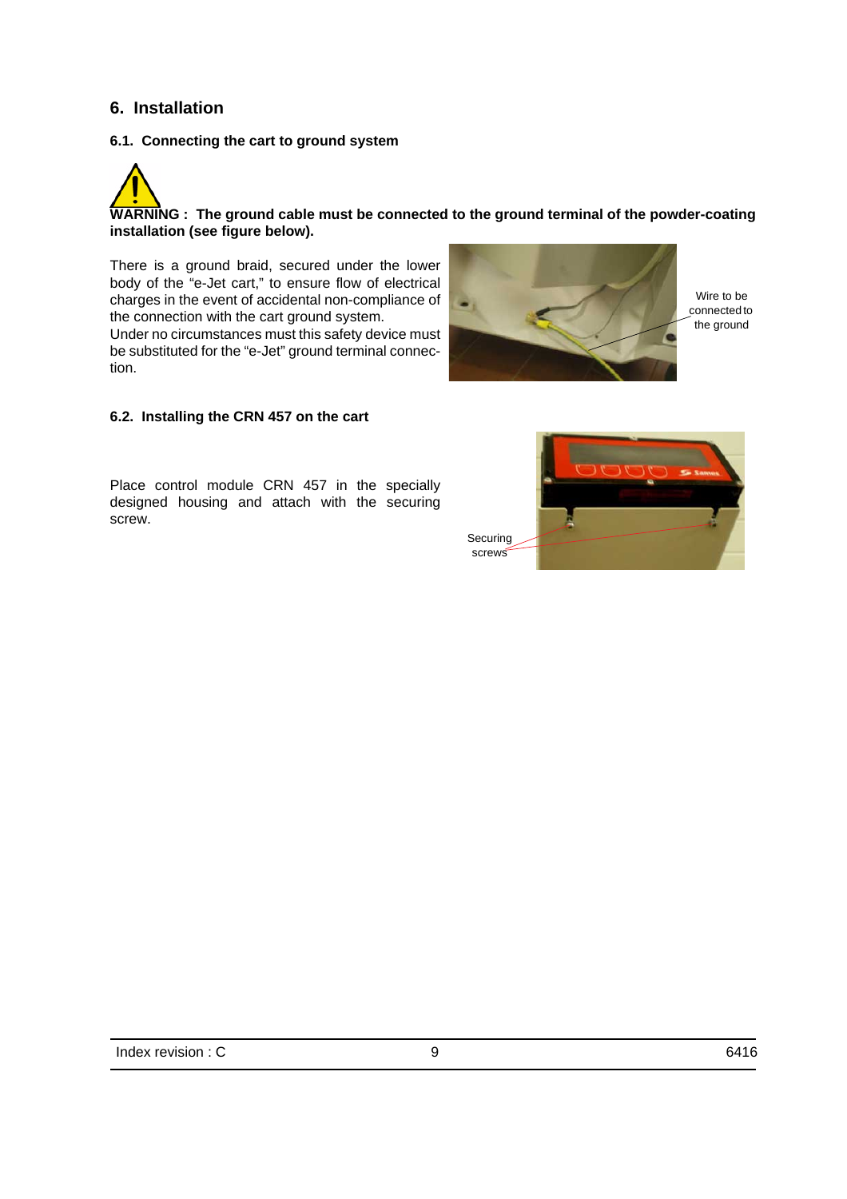## 6. Installation

### 6.1. Connecting the cart to ground system

**WARNING : The ground cable must be connected to the ground terminal of the powder-coating installation (see figure below).**

There is a ground braid, secured under the lower body of the “e-Jet cart,” to ensure flow of electrical charges in the event of accidental non-compliance of the connection with the cart ground system.
Under no circumstances must this safety device must be substituted for the “e-Jet” ground terminal connection.

Wire to be connected to the ground

### 6.2. Installing the CRN 457 on the cart

Place control module CRN 457 in the specially designed housing and attach with the securing screw.

Securing screws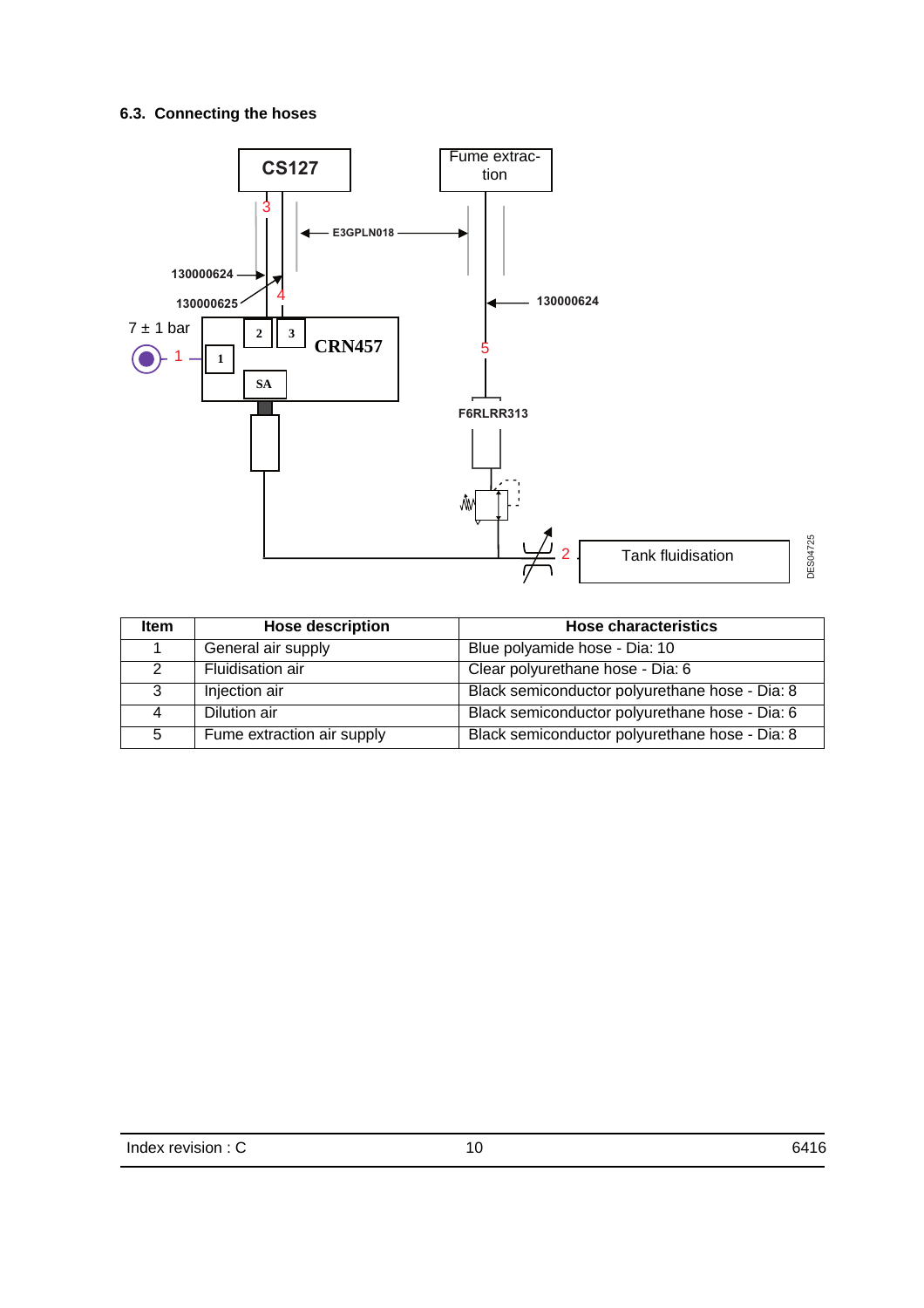### 6.3. Connecting the hoses

| Item | Hose description | Hose characteristics |
| --- | --- | --- |
| 1 | General air supply | Blue polyamide hose - Dia: 10 |
| 2 | Fluidisation air | Clear polyurethane hose - Dia: 6 |
| 3 | Injection air | Black semiconductor polyurethane hose - Dia: 8 |
| 4 | Dilution air | Black semiconductor polyurethane hose - Dia: 6 |
| 5 | Fume extraction air supply | Black semiconductor polyurethane hose - Dia: 8 |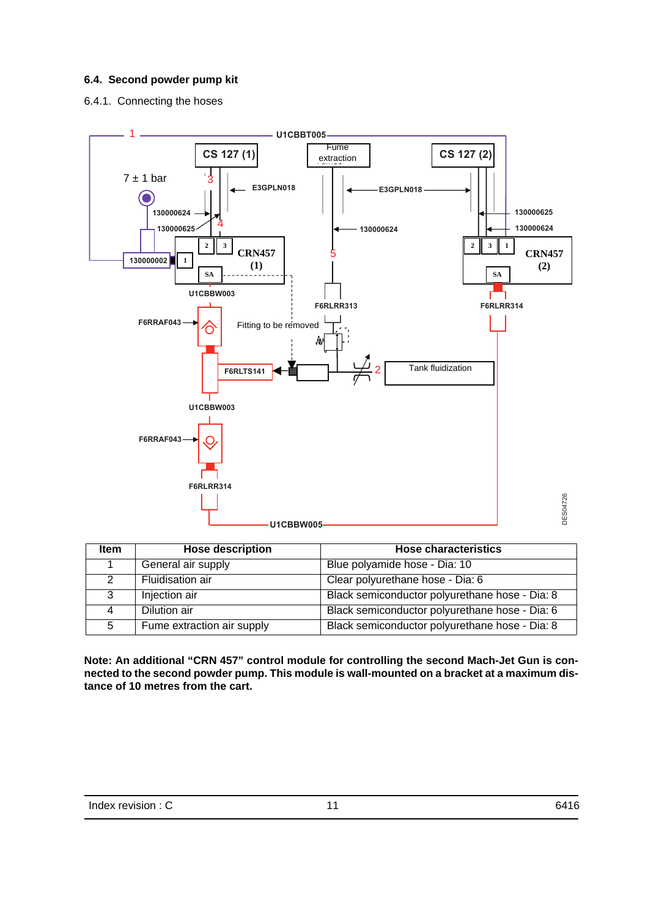## 6.4. Second powder pump kit

### 6.4.1. Connecting the hoses

| Item | Hose description | Hose characteristics |
|---|---|---|
| 1 | General air supply | Blue polyamide hose - Dia: 10 |
| 2 | Fluidisation air | Clear polyurethane hose - Dia: 6 |
| 3 | Injection air | Black semiconductor polyurethane hose - Dia: 8 |
| 4 | Dilution air | Black semiconductor polyurethane hose - Dia: 6 |
| 5 | Fume extraction air supply | Black semiconductor polyurethane hose - Dia: 8 |

**Note: An additional “CRN 457” control module for controlling the second Mach-Jet Gun is connected to the second powder pump. This module is wall-mounted on a bracket at a maximum distance of 10 metres from the cart.**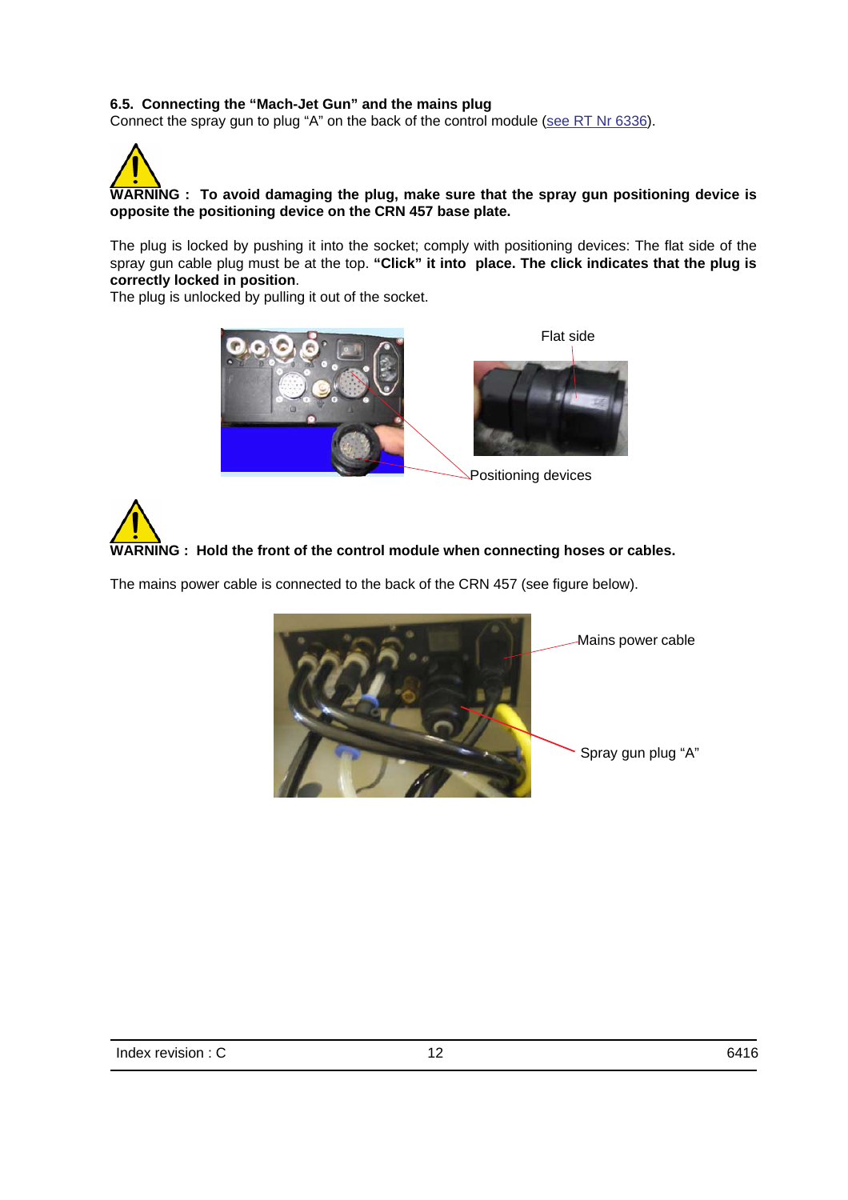### 6.5. Connecting the "Mach-Jet Gun" and the mains plug

Connect the spray gun to plug "A" on the back of the control module (see RT Nr 6336).

**WARNING : To avoid damaging the plug, make sure that the spray gun positioning device is opposite the positioning device on the CRN 457 base plate.**

The plug is locked by pushing it into the socket; comply with positioning devices: The flat side of the spray gun cable plug must be at the top. **"Click" it into place. The click indicates that the plug is correctly locked in position**.

The plug is unlocked by pulling it out of the socket.

Flat side

Positioning devices

**WARNING : Hold the front of the control module when connecting hoses or cables.**

The mains power cable is connected to the back of the CRN 457 (see figure below).

Mains power cable

Spray gun plug "A"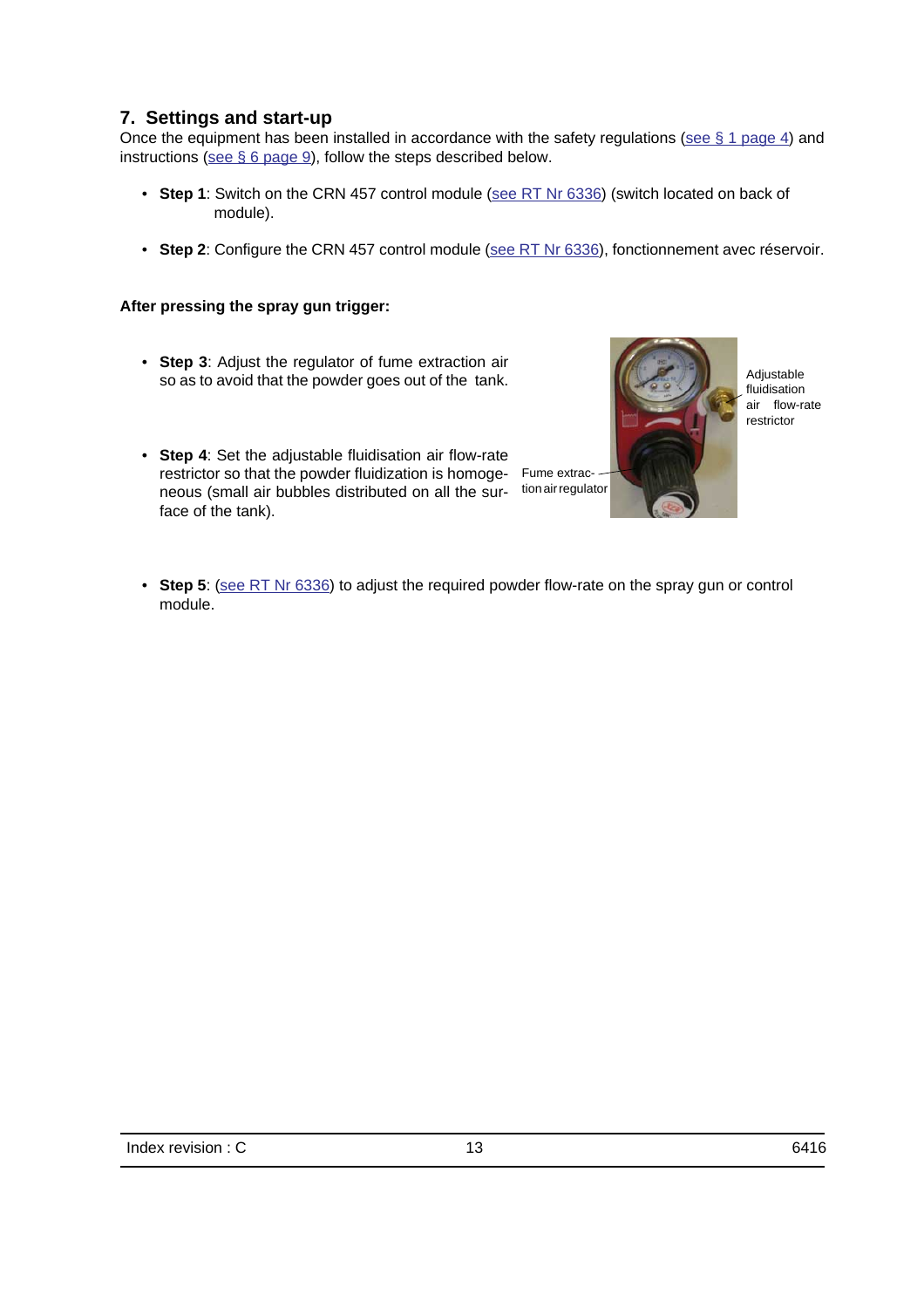## 7. Settings and start-up

Once the equipment has been installed in accordance with the safety regulations (see § 1 page 4) and instructions (see § 6 page 9), follow the steps described below.

- **Step 1**: Switch on the CRN 457 control module (see RT Nr 6336) (switch located on back of module).
- **Step 2**: Configure the CRN 457 control module (see RT Nr 6336), fonctionnement avec réservoir.

**After pressing the spray gun trigger:**

- **Step 3**: Adjust the regulator of fume extraction air so as to avoid that the powder goes out of the tank.
- **Step 4**: Set the adjustable fluidisation air flow-rate restrictor so that the powder fluidization is homogeneous (small air bubbles distributed on all the surface of the tank).

Adjustable fluidisation air flow-rate restrictor

Fume extraction air regulator

- **Step 5**: (see RT Nr 6336) to adjust the required powder flow-rate on the spray gun or control module.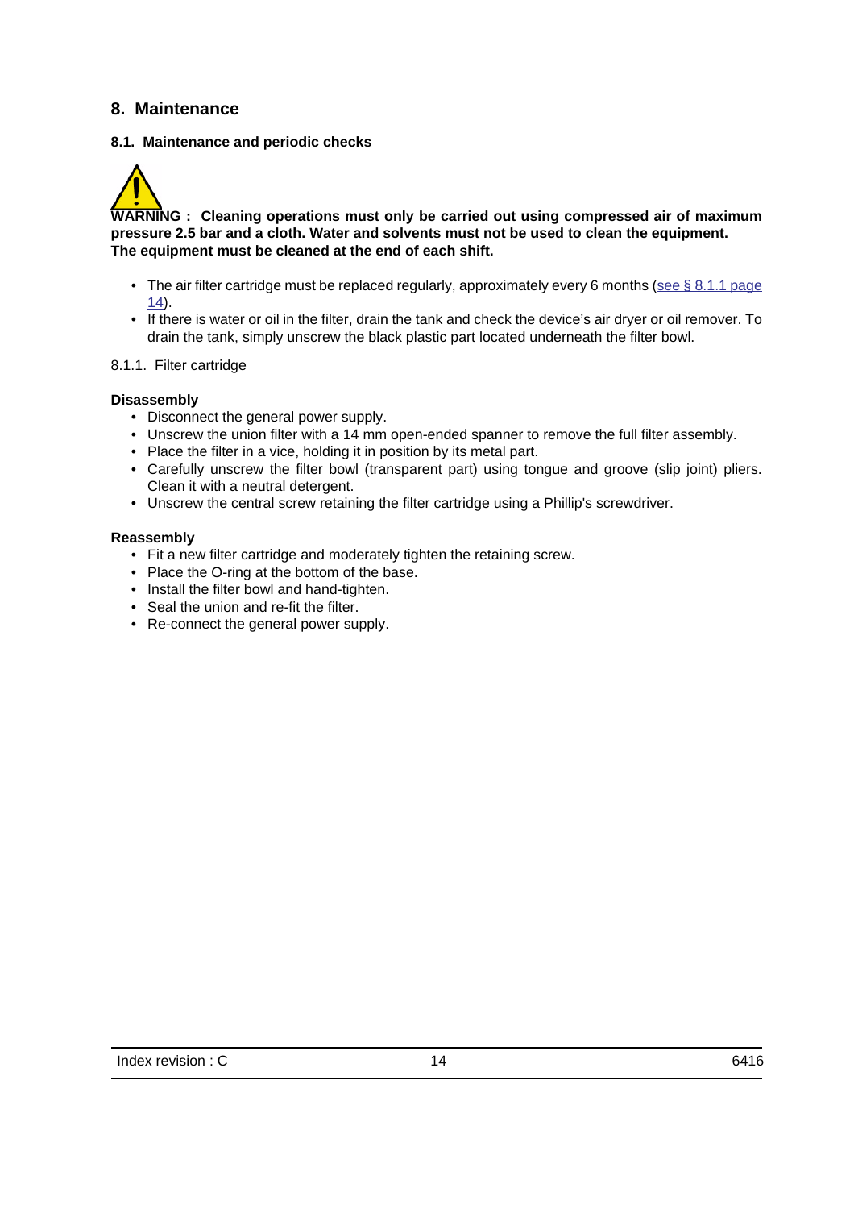# 8. Maintenance

## 8.1. Maintenance and periodic checks

**WARNING : Cleaning operations must only be carried out using compressed air of maximum pressure 2.5 bar and a cloth. Water and solvents must not be used to clean the equipment. The equipment must be cleaned at the end of each shift.**

- The air filter cartridge must be replaced regularly, approximately every 6 months (see § 8.1.1 page 14).
- If there is water or oil in the filter, drain the tank and check the device's air dryer or oil remover. To drain the tank, simply unscrew the black plastic part located underneath the filter bowl.

### 8.1.1. Filter cartridge

**Disassembly**

- Disconnect the general power supply.
- Unscrew the union filter with a 14 mm open-ended spanner to remove the full filter assembly.
- Place the filter in a vice, holding it in position by its metal part.
- Carefully unscrew the filter bowl (transparent part) using tongue and groove (slip joint) pliers. Clean it with a neutral detergent.
- Unscrew the central screw retaining the filter cartridge using a Phillip's screwdriver.

**Reassembly**

- Fit a new filter cartridge and moderately tighten the retaining screw.
- Place the O-ring at the bottom of the base.
- Install the filter bowl and hand-tighten.
- Seal the union and re-fit the filter.
- Re-connect the general power supply.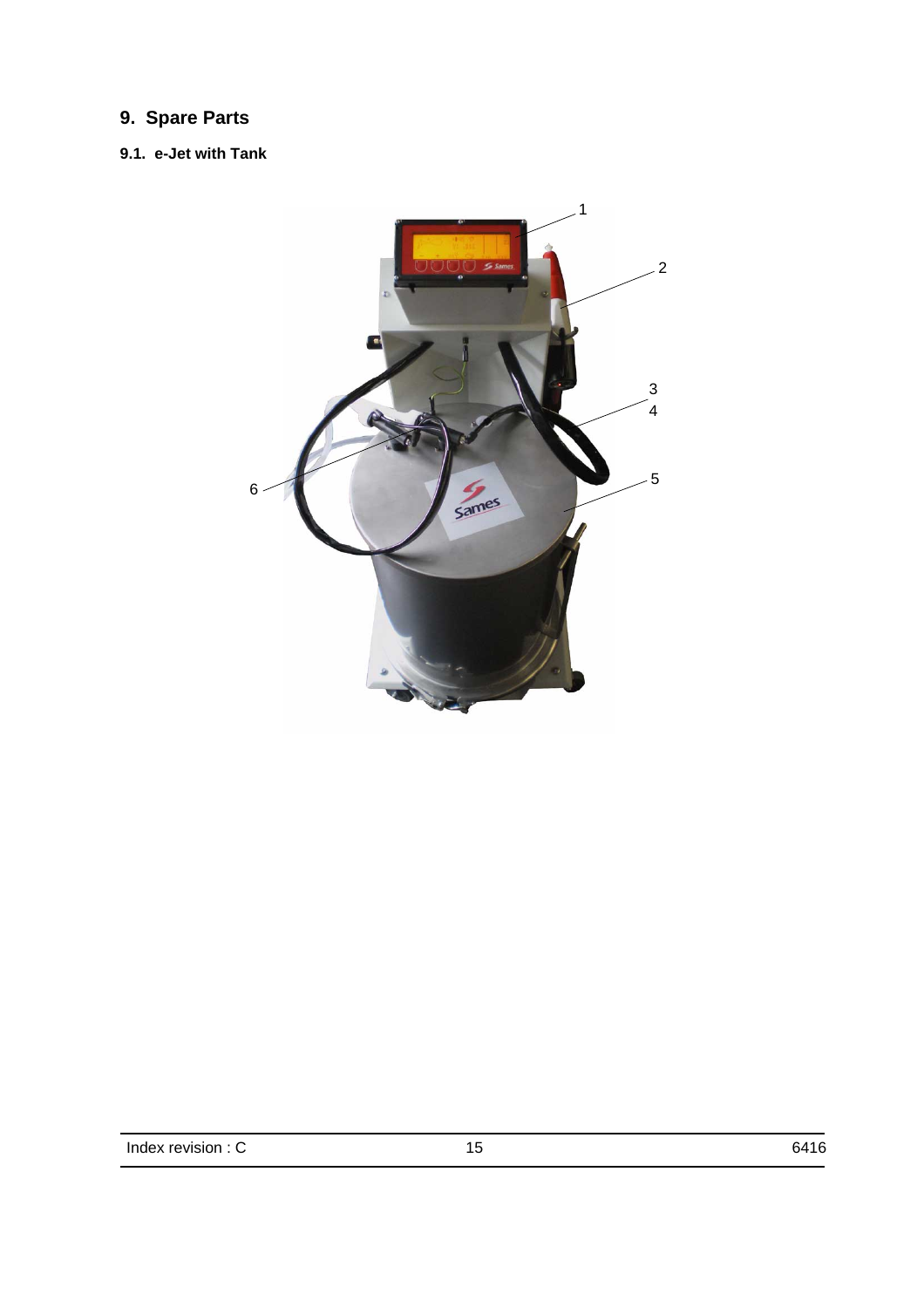# 9. Spare Parts

## 9.1. e-Jet with Tank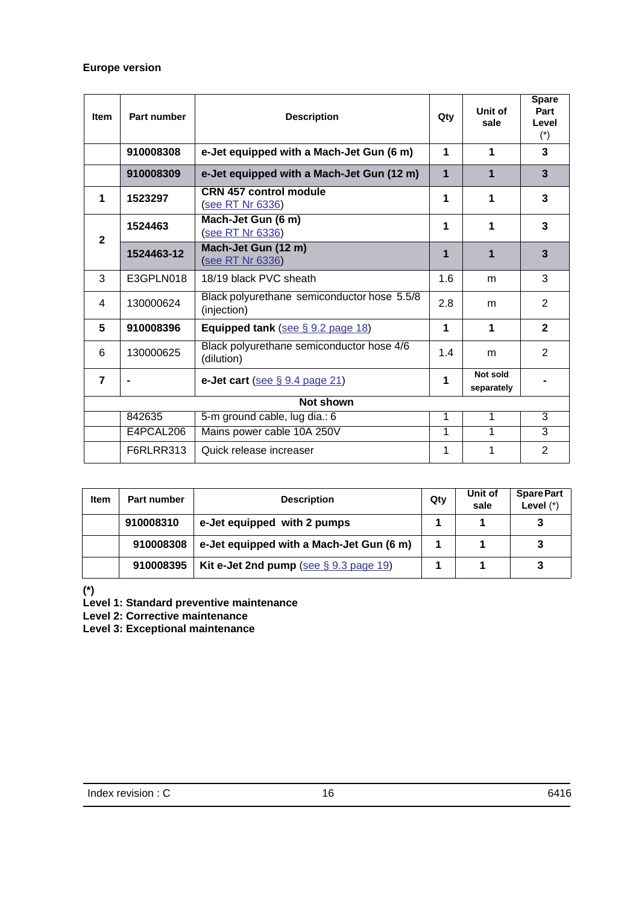**Europe version**

| Item | Part number | Description | Qty | Unit of sale | Spare Part Level (*) |
|---|---|---|---|---|---|
| | **910008308** | **e-Jet equipped with a Mach-Jet Gun (6 m)** | **1** | **1** | **3** |
| | **910008309** | **e-Jet equipped with a Mach-Jet Gun (12 m)** | **1** | **1** | **3** |
| **1** | **1523297** | **CRN 457 control module** (see RT Nr 6336) | **1** | **1** | **3** |
| **2** | **1524463** | **Mach-Jet Gun (6 m)** (see RT Nr 6336) | **1** | **1** | **3** |
| | **1524463-12** | **Mach-Jet Gun (12 m)** (see RT Nr 6336) | **1** | **1** | **3** |
| 3 | E3GPLN018 | 18/19 black PVC sheath | 1.6 | m | 3 |
| 4 | 130000624 | Black polyurethane semiconductor hose 5.5/8 (injection) | 2.8 | m | 2 |
| **5** | **910008396** | **Equipped tank** (see § 9.2 page 18) | **1** | **1** | **2** |
| 6 | 130000625 | Black polyurethane semiconductor hose 4/6 (dilution) | 1.4 | m | 2 |
| **7** | **-** | **e-Jet cart** (see § 9.4 page 21) | **1** | **Not sold separately** | **-** |
| | | **Not shown** | | | |
| | 842635 | 5-m ground cable, lug dia.: 6 | 1 | 1 | 3 |
| | E4PCAL206 | Mains power cable 10A 250V | 1 | 1 | 3 |
| | F6RLRR313 | Quick release increaser | 1 | 1 | 2 |

| Item | Part number | Description | Qty | Unit of sale | Spare Part Level (*) |
|---|---|---|---|---|---|
| | **910008310** | **e-Jet equipped with 2 pumps** | **1** | **1** | **3** |
| | **910008308** | **e-Jet equipped with a Mach-Jet Gun (6 m)** | **1** | **1** | **3** |
| | **910008395** | **Kit e-Jet 2nd pump** (see § 9.3 page 19) | **1** | **1** | **3** |

**(*)**
**Level 1: Standard preventive maintenance**
**Level 2: Corrective maintenance**
**Level 3: Exceptional maintenance**

Index revision : C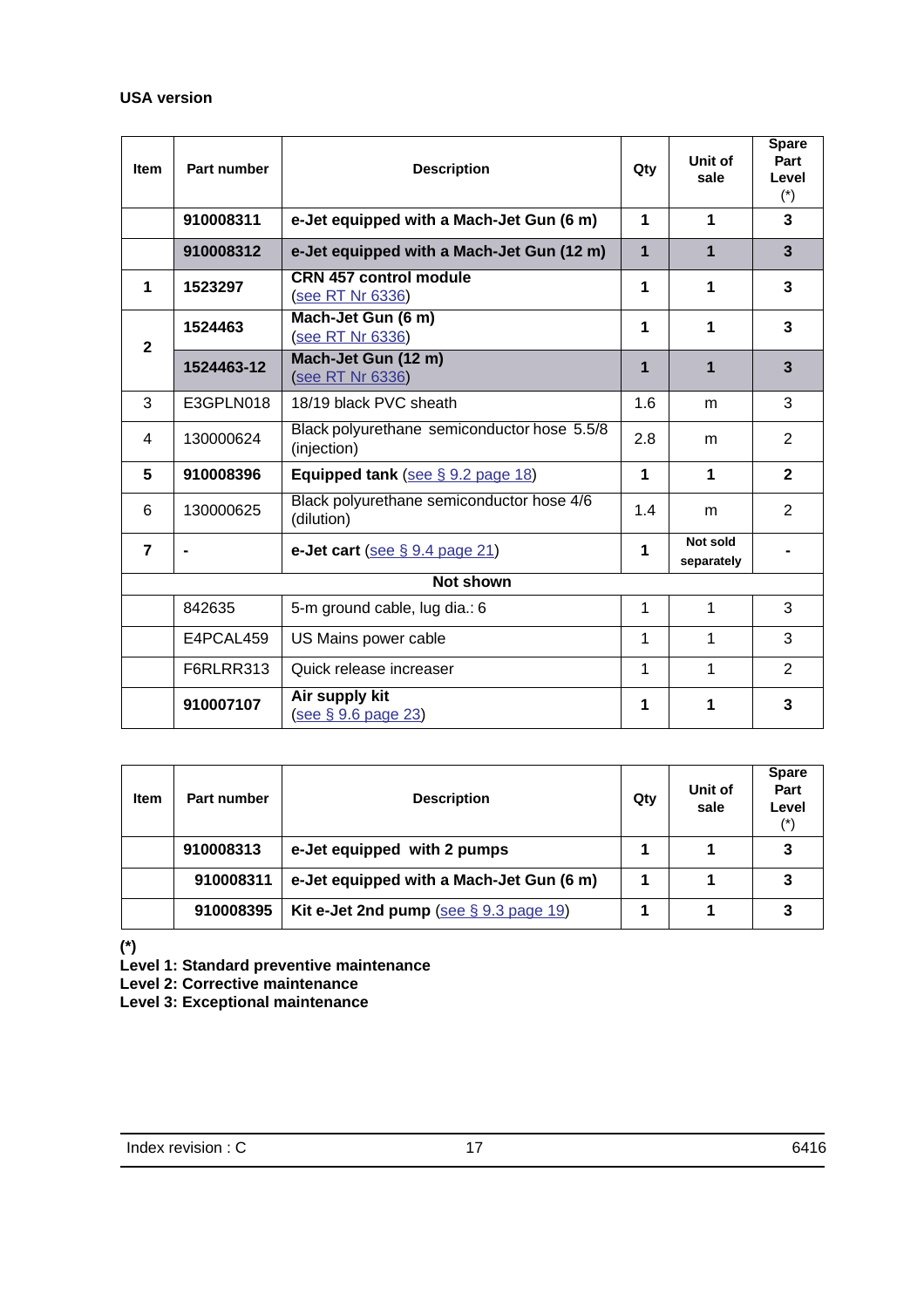**USA version**

| Item | Part number | Description | Qty | Unit of sale | Spare Part Level (*) |
|---|---|---|---|---|---|
| | **910008311** | **e-Jet equipped with a Mach-Jet Gun (6 m)** | **1** | **1** | **3** |
| | **910008312** | **e-Jet equipped with a Mach-Jet Gun (12 m)** | **1** | **1** | **3** |
| **1** | **1523297** | **CRN 457 control module** (see RT Nr 6336) | **1** | **1** | **3** |
| **2** | **1524463** | **Mach-Jet Gun (6 m)** (see RT Nr 6336) | **1** | **1** | **3** |
| | **1524463-12** | **Mach-Jet Gun (12 m)** (see RT Nr 6336) | **1** | **1** | **3** |
| 3 | E3GPLN018 | 18/19 black PVC sheath | 1.6 | m | 3 |
| 4 | 130000624 | Black polyurethane semiconductor hose 5.5/8 (injection) | 2.8 | m | 2 |
| **5** | **910008396** | **Equipped tank** (see § 9.2 page 18) | **1** | **1** | **2** |
| 6 | 130000625 | Black polyurethane semiconductor hose 4/6 (dilution) | 1.4 | m | 2 |
| **7** | **-** | **e-Jet cart** (see § 9.4 page 21) | **1** | **Not sold separately** | **-** |
| | | **Not shown** | | | |
| | 842635 | 5-m ground cable, lug dia.: 6 | 1 | 1 | 3 |
| | E4PCAL459 | US Mains power cable | 1 | 1 | 3 |
| | F6RLRR313 | Quick release increaser | 1 | 1 | 2 |
| | **910007107** | **Air supply kit** (see § 9.6 page 23) | **1** | **1** | **3** |

| Item | Part number | Description | Qty | Unit of sale | Spare Part Level (*) |
|---|---|---|---|---|---|
| | **910008313** | **e-Jet equipped with 2 pumps** | **1** | **1** | **3** |
| | **910008311** | **e-Jet equipped with a Mach-Jet Gun (6 m)** | **1** | **1** | **3** |
| | **910008395** | **Kit e-Jet 2nd pump** (see § 9.3 page 19) | **1** | **1** | **3** |

**(*)**
**Level 1: Standard preventive maintenance**
**Level 2: Corrective maintenance**
**Level 3: Exceptional maintenance**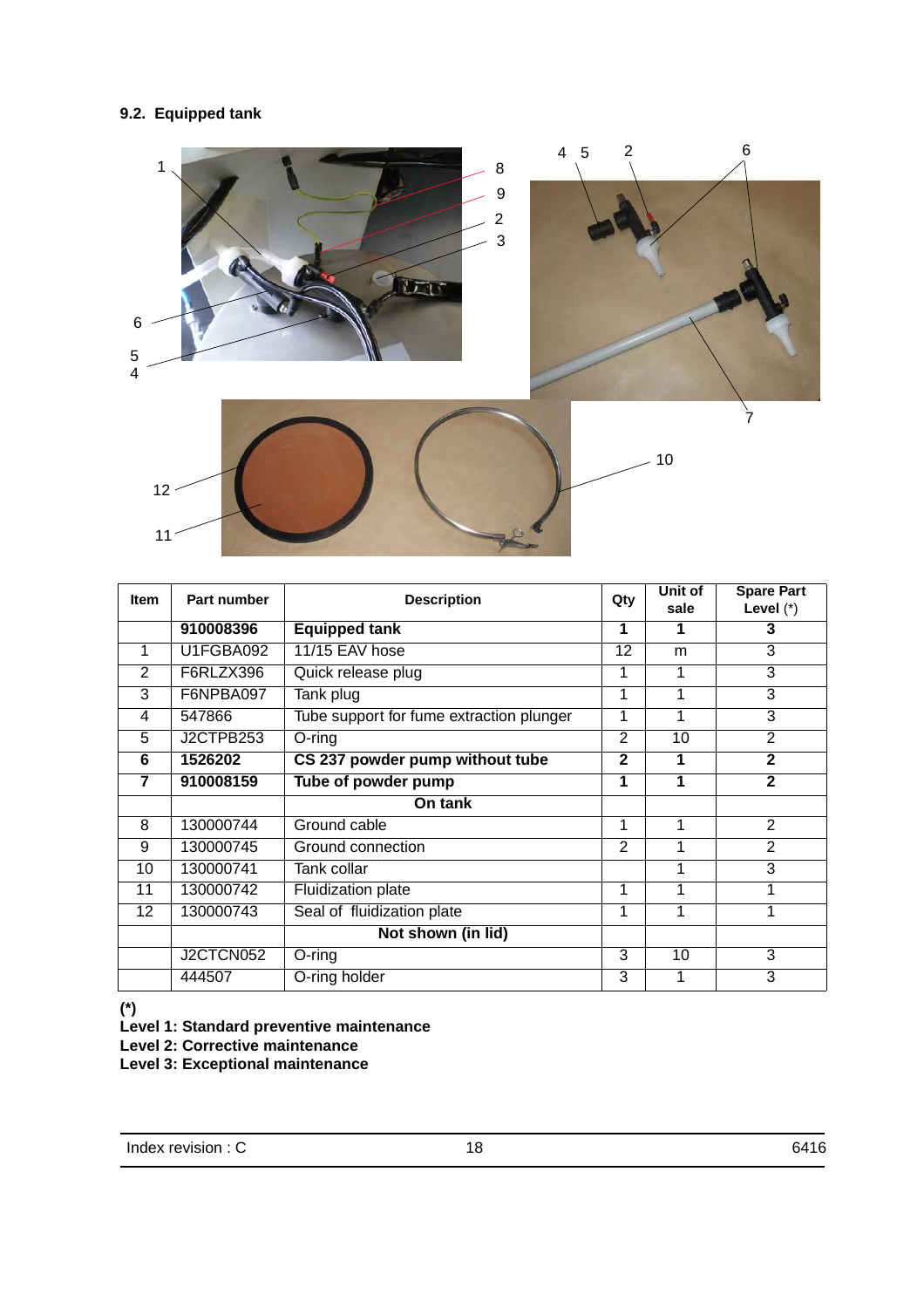## 9.2. Equipped tank

| Item | Part number | Description | Qty | Unit of sale | Spare Part Level (*) |
|---|---|---|---|---|---|
| | **910008396** | **Equipped tank** | **1** | **1** | **3** |
| 1 | U1FGBA092 | 11/15 EAV hose | 12 | m | 3 |
| 2 | F6RLZX396 | Quick release plug | 1 | 1 | 3 |
| 3 | F6NPBA097 | Tank plug | 1 | 1 | 3 |
| 4 | 547866 | Tube support for fume extraction plunger | 1 | 1 | 3 |
| 5 | J2CTPB253 | O-ring | 2 | 10 | 2 |
| **6** | **1526202** | **CS 237 powder pump without tube** | **2** | **1** | **2** |
| **7** | **910008159** | **Tube of powder pump** | **1** | **1** | **2** |
| | | **On tank** | | | |
| 8 | 130000744 | Ground cable | 1 | 1 | 2 |
| 9 | 130000745 | Ground connection | 2 | 1 | 2 |
| 10 | 130000741 | Tank collar | | 1 | 3 |
| 11 | 130000742 | Fluidization plate | 1 | 1 | 1 |
| 12 | 130000743 | Seal of fluidization plate | 1 | 1 | 1 |
| | | **Not shown (in lid)** | | | |
| | J2CTCN052 | O-ring | 3 | 10 | 3 |
| | 444507 | O-ring holder | 3 | 1 | 3 |

**(*)**
**Level 1: Standard preventive maintenance**
**Level 2: Corrective maintenance**
**Level 3: Exceptional maintenance**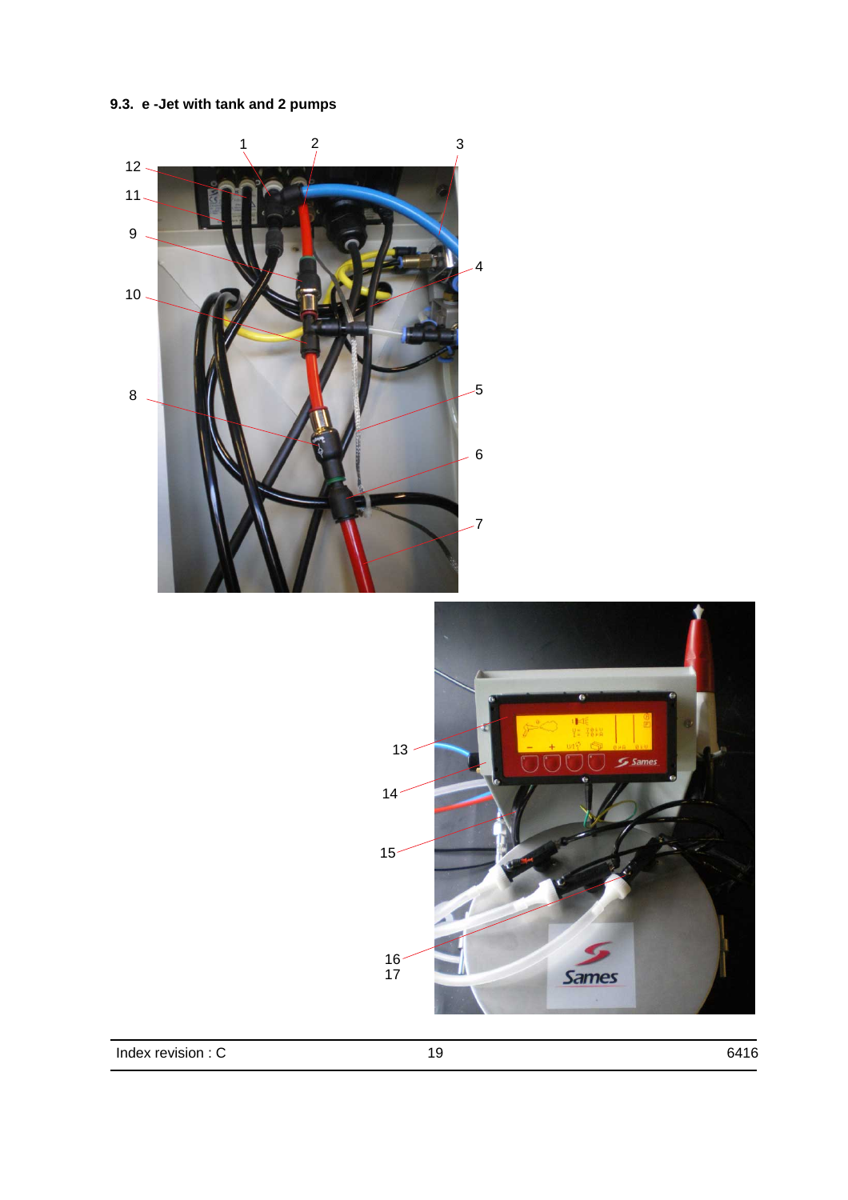### 9.3. e -Jet with tank and 2 pumps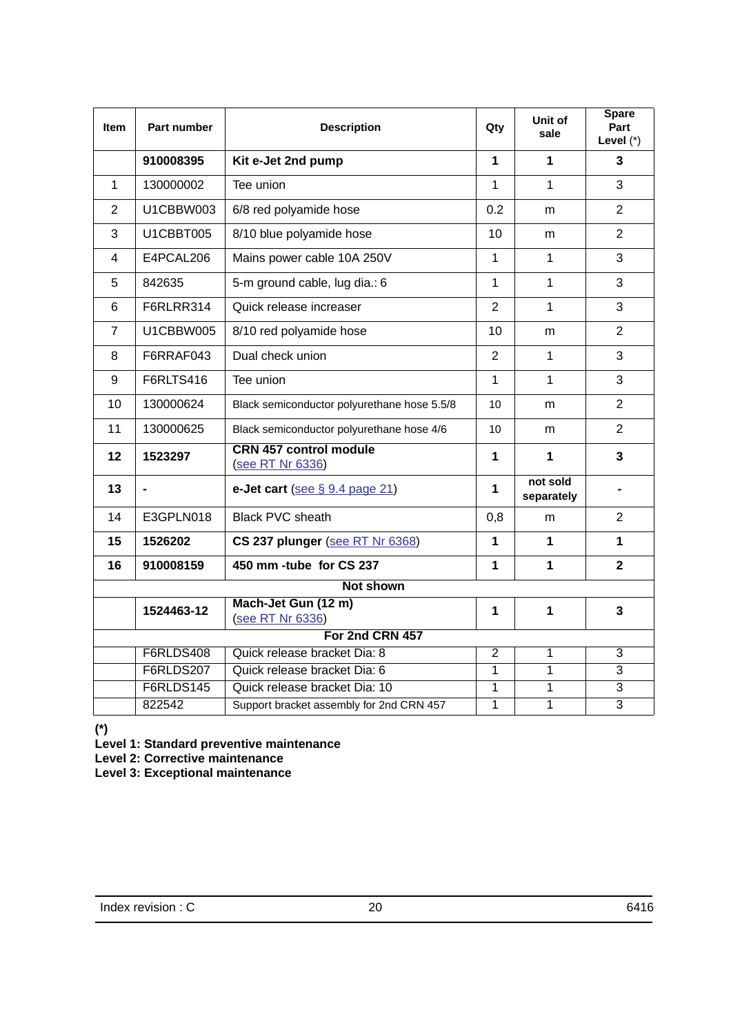| Item | Part number | Description | Qty | Unit of sale | Spare Part Level (*) |
|---|---|---|---|---|---|
| | **910008395** | **Kit e-Jet 2nd pump** | **1** | **1** | **3** |
| 1 | 130000002 | Tee union | 1 | 1 | 3 |
| 2 | U1CBBW003 | 6/8 red polyamide hose | 0.2 | m | 2 |
| 3 | U1CBBT005 | 8/10 blue polyamide hose | 10 | m | 2 |
| 4 | E4PCAL206 | Mains power cable 10A 250V | 1 | 1 | 3 |
| 5 | 842635 | 5-m ground cable, lug dia.: 6 | 1 | 1 | 3 |
| 6 | F6RLRR314 | Quick release increaser | 2 | 1 | 3 |
| 7 | U1CBBW005 | 8/10 red polyamide hose | 10 | m | 2 |
| 8 | F6RRAF043 | Dual check union | 2 | 1 | 3 |
| 9 | F6RLTS416 | Tee union | 1 | 1 | 3 |
| 10 | 130000624 | Black semiconductor polyurethane hose 5.5/8 | 10 | m | 2 |
| 11 | 130000625 | Black semiconductor polyurethane hose 4/6 | 10 | m | 2 |
| **12** | **1523297** | **CRN 457 control module** (see RT Nr 6336) | **1** | **1** | **3** |
| **13** | **-** | **e-Jet cart** (see § 9.4 page 21) | **1** | **not sold separately** | **-** |
| 14 | E3GPLN018 | Black PVC sheath | 0,8 | m | 2 |
| **15** | **1526202** | **CS 237 plunger** (see RT Nr 6368) | **1** | **1** | **1** |
| **16** | **910008159** | **450 mm -tube for CS 237** | **1** | **1** | **2** |
| | | **Not shown** | | | |
| | **1524463-12** | **Mach-Jet Gun (12 m)** (see RT Nr 6336) | **1** | **1** | **3** |
| | | **For 2nd CRN 457** | | | |
| | F6RLDS408 | Quick release bracket Dia: 8 | 2 | 1 | 3 |
| | F6RLDS207 | Quick release bracket Dia: 6 | 1 | 1 | 3 |
| | F6RLDS145 | Quick release bracket Dia: 10 | 1 | 1 | 3 |
| | 822542 | Support bracket assembly for 2nd CRN 457 | 1 | 1 | 3 |

**(*)**
**Level 1: Standard preventive maintenance**
**Level 2: Corrective maintenance**
**Level 3: Exceptional maintenance**

Index revision : C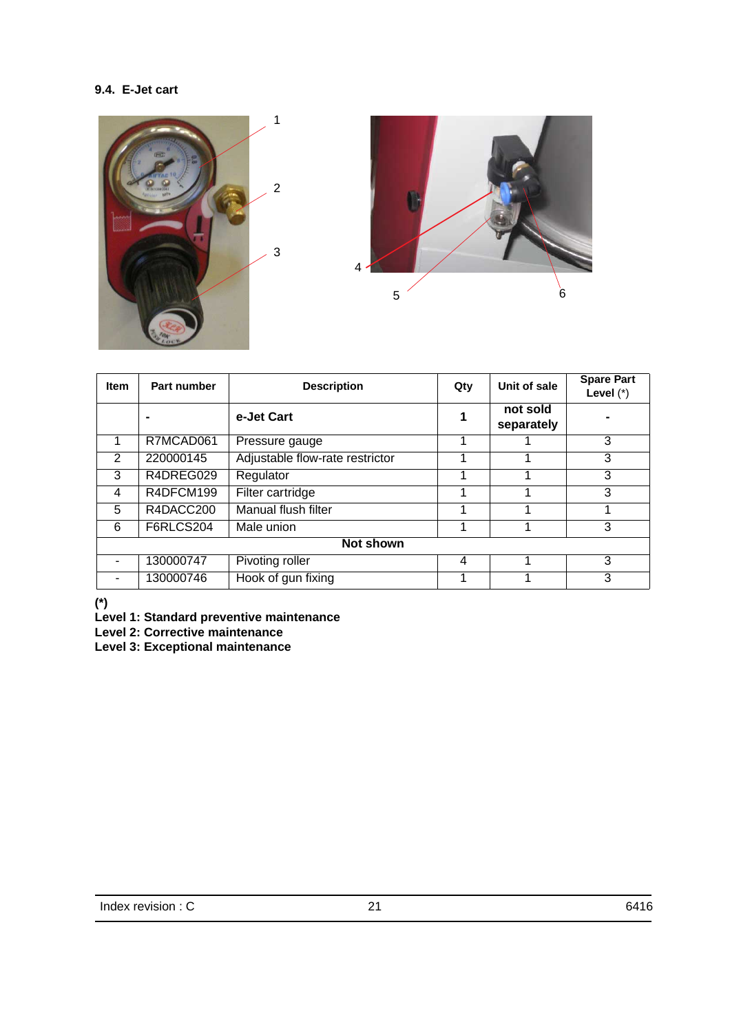### 9.4. E-Jet cart

| Item | Part number | Description | Qty | Unit of sale | Spare Part Level (*) |
|---|---|---|---|---|---|
| | **-** | **e-Jet Cart** | **1** | **not sold separately** | **-** |
| 1 | R7MCAD061 | Pressure gauge | 1 | 1 | 3 |
| 2 | 220000145 | Adjustable flow-rate restrictor | 1 | 1 | 3 |
| 3 | R4DREG029 | Regulator | 1 | 1 | 3 |
| 4 | R4DFCM199 | Filter cartridge | 1 | 1 | 3 |
| 5 | R4DACC200 | Manual flush filter | 1 | 1 | 1 |
| 6 | F6RLCS204 | Male union | 1 | 1 | 3 |
| | | **Not shown** | | | |
| - | 130000747 | Pivoting roller | 4 | 1 | 3 |
| - | 130000746 | Hook of gun fixing | 1 | 1 | 3 |

**(*)**
**Level 1: Standard preventive maintenance**
**Level 2: Corrective maintenance**
**Level 3: Exceptional maintenance**

Index revision : C

6416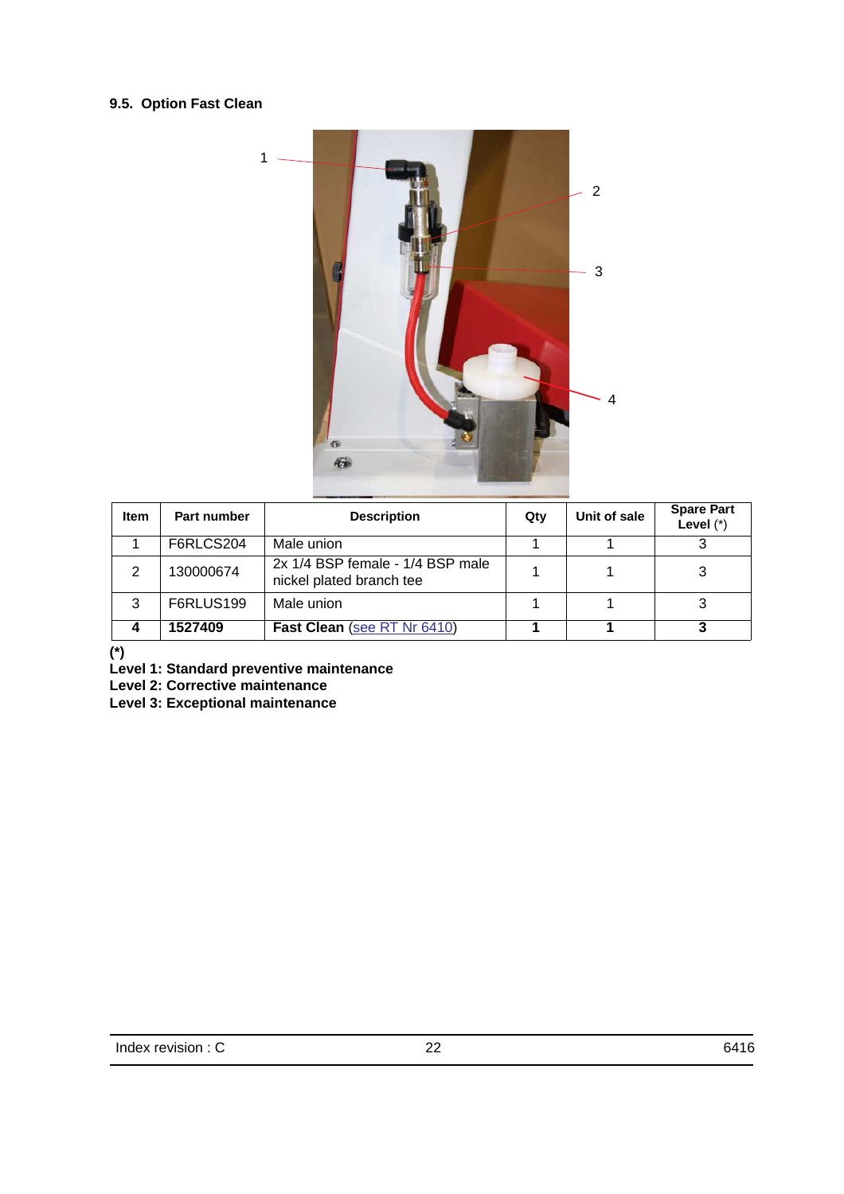### 9.5. Option Fast Clean

| Item | Part number | Description | Qty | Unit of sale | Spare Part Level (*) |
|---|---|---|---|---|---|
| 1 | F6RLCS204 | Male union | 1 | 1 | 3 |
| 2 | 130000674 | 2x 1/4 BSP female - 1/4 BSP male nickel plated branch tee | 1 | 1 | 3 |
| 3 | F6RLUS199 | Male union | 1 | 1 | 3 |
| **4** | **1527409** | **Fast Clean** (see RT Nr 6410) | **1** | **1** | **3** |

**(*)**
**Level 1: Standard preventive maintenance**
**Level 2: Corrective maintenance**
**Level 3: Exceptional maintenance**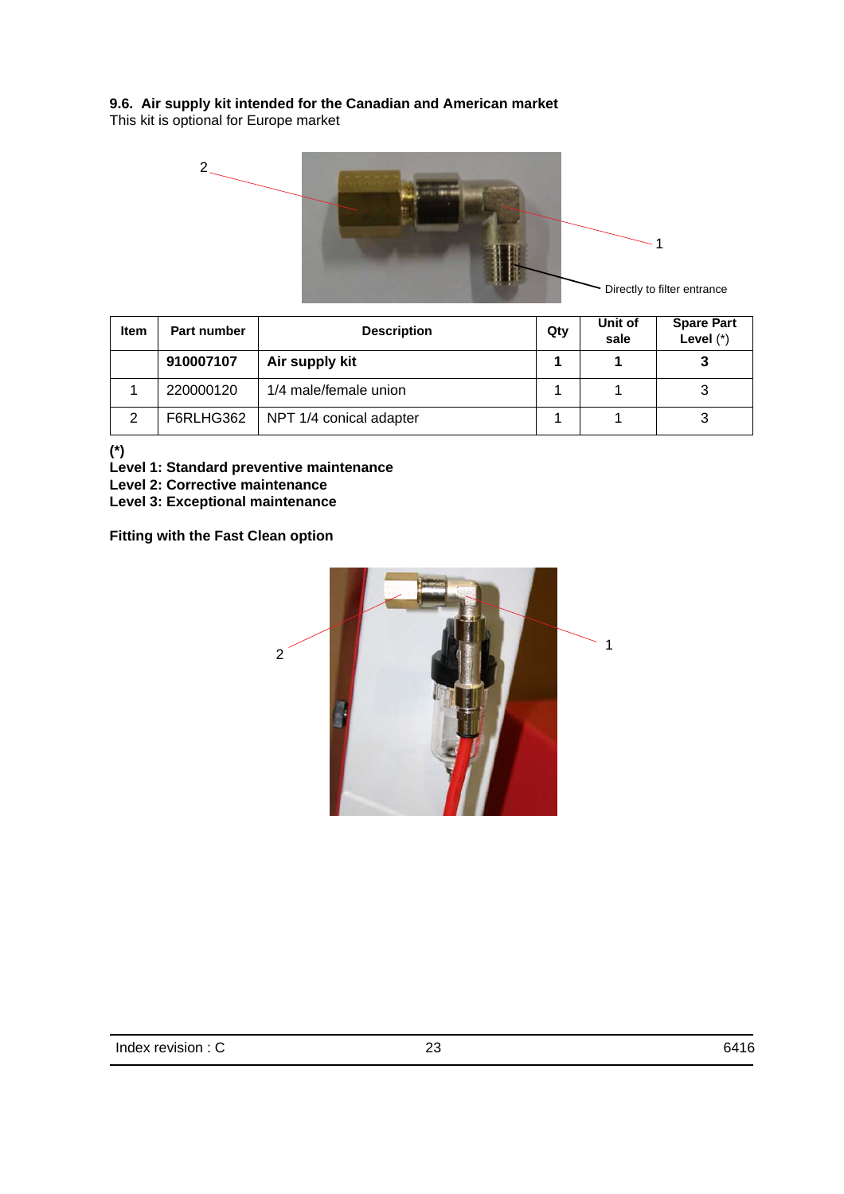**9.6. Air supply kit intended for the Canadian and American market**

This kit is optional for Europe market

2

1

Directly to filter entrance

| Item | Part number | Description | Qty | Unit of sale | Spare Part Level (*) |
|---|---|---|---|---|---|
| | **910007107** | **Air supply kit** | **1** | **1** | **3** |
| 1 | 220000120 | 1/4 male/female union | 1 | 1 | 3 |
| 2 | F6RLHG362 | NPT 1/4 conical adapter | 1 | 1 | 3 |

**(*)**
**Level 1: Standard preventive maintenance**
**Level 2: Corrective maintenance**
**Level 3: Exceptional maintenance**

**Fitting with the Fast Clean option**

2

1